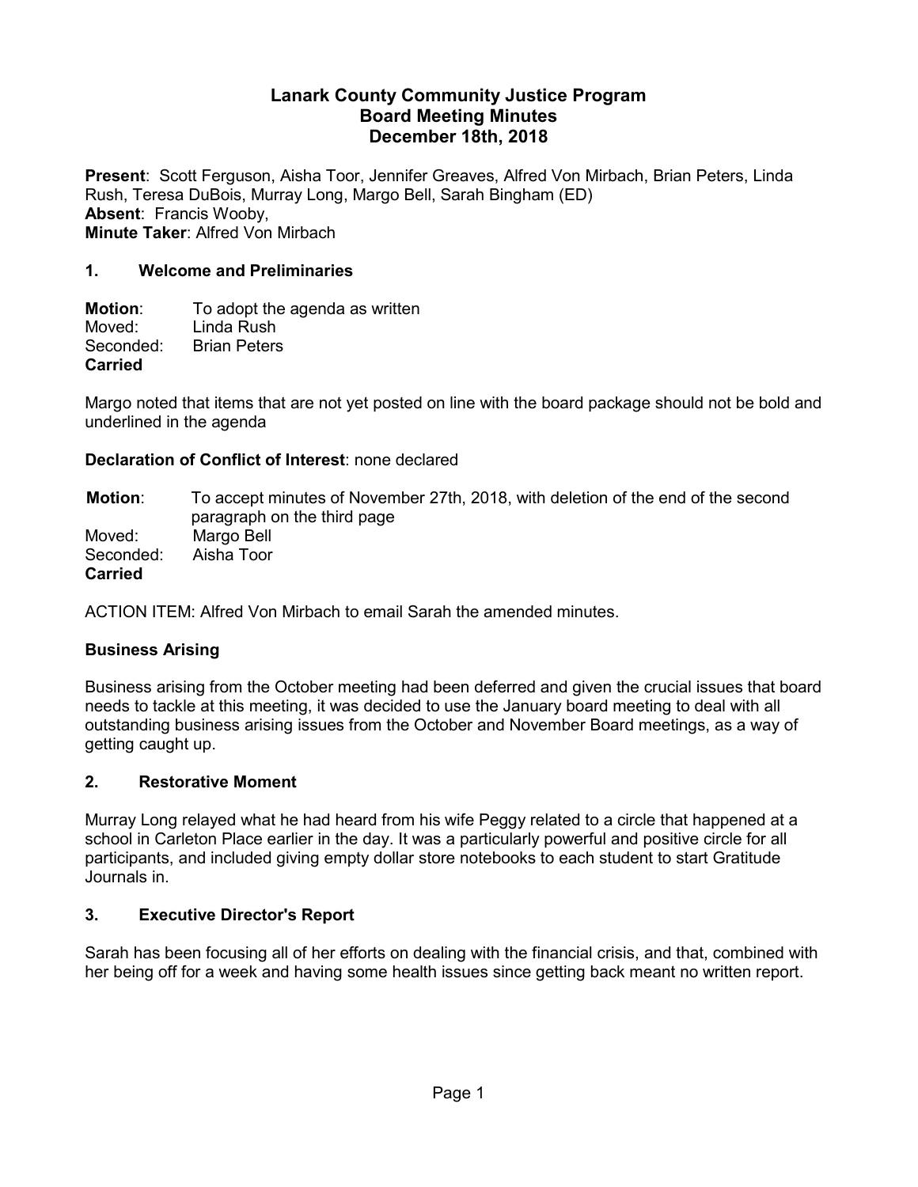# Lanark County Community Justice Program
## Board Meeting Minutes
## December 18th, 2018

**Present**: Scott Ferguson, Aisha Toor, Jennifer Greaves, Alfred Von Mirbach, Brian Peters, Linda Rush, Teresa DuBois, Murray Long, Margo Bell, Sarah Bingham (ED)
**Absent**: Francis Wooby,
**Minute Taker**: Alfred Von Mirbach

### 1. Welcome and Preliminaries

**Motion**: To adopt the agenda as written
Moved: Linda Rush
Seconded: Brian Peters
**Carried**

Margo noted that items that are not yet posted on line with the board package should not be bold and underlined in the agenda

**Declaration of Conflict of Interest**: none declared

**Motion**: To accept minutes of November 27th, 2018, with deletion of the end of the second paragraph on the third page
Moved: Margo Bell
Seconded: Aisha Toor
**Carried**

ACTION ITEM: Alfred Von Mirbach to email Sarah the amended minutes.

**Business Arising**

Business arising from the October meeting had been deferred and given the crucial issues that board needs to tackle at this meeting, it was decided to use the January board meeting to deal with all outstanding business arising issues from the October and November Board meetings, as a way of getting caught up.

### 2. Restorative Moment

Murray Long relayed what he had heard from his wife Peggy related to a circle that happened at a school in Carleton Place earlier in the day. It was a particularly powerful and positive circle for all participants, and included giving empty dollar store notebooks to each student to start Gratitude Journals in.

### 3. Executive Director's Report

Sarah has been focusing all of her efforts on dealing with the financial crisis, and that, combined with her being off for a week and having some health issues since getting back meant no written report.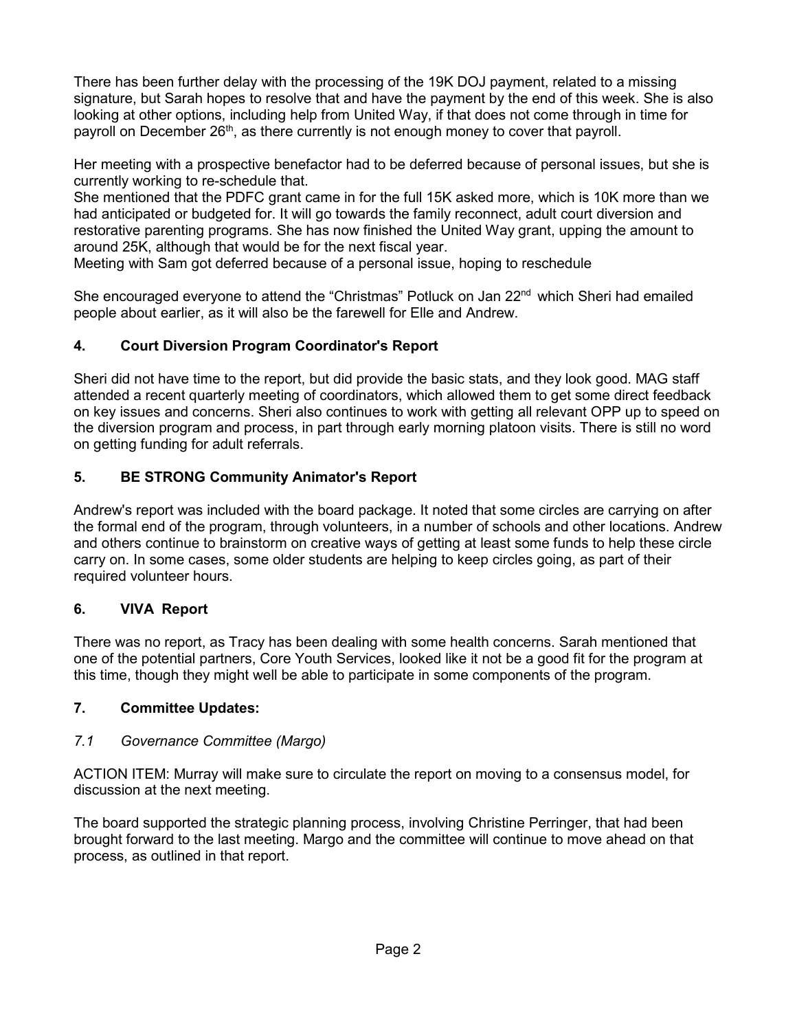There has been further delay with the processing of the 19K DOJ payment, related to a missing signature, but Sarah hopes to resolve that and have the payment by the end of this week. She is also looking at other options, including help from United Way, if that does not come through in time for payroll on December 26th, as there currently is not enough money to cover that payroll.

Her meeting with a prospective benefactor had to be deferred because of personal issues, but she is currently working to re-schedule that.

She mentioned that the PDFC grant came in for the full 15K asked more, which is 10K more than we had anticipated or budgeted for. It will go towards the family reconnect, adult court diversion and restorative parenting programs. She has now finished the United Way grant, upping the amount to around 25K, although that would be for the next fiscal year.

Meeting with Sam got deferred because of a personal issue, hoping to reschedule

She encouraged everyone to attend the "Christmas" Potluck on Jan 22nd which Sheri had emailed people about earlier, as it will also be the farewell for Elle and Andrew.

## 4. Court Diversion Program Coordinator's Report

Sheri did not have time to the report, but did provide the basic stats, and they look good. MAG staff attended a recent quarterly meeting of coordinators, which allowed them to get some direct feedback on key issues and concerns. Sheri also continues to work with getting all relevant OPP up to speed on the diversion program and process, in part through early morning platoon visits. There is still no word on getting funding for adult referrals.

## 5. BE STRONG Community Animator's Report

Andrew's report was included with the board package. It noted that some circles are carrying on after the formal end of the program, through volunteers, in a number of schools and other locations. Andrew and others continue to brainstorm on creative ways of getting at least some funds to help these circle carry on. In some cases, some older students are helping to keep circles going, as part of their required volunteer hours.

## 6. VIVA Report

There was no report, as Tracy has been dealing with some health concerns. Sarah mentioned that one of the potential partners, Core Youth Services, looked like it not be a good fit for the program at this time, though they might well be able to participate in some components of the program.

## 7. Committee Updates:

### *7.1 Governance Committee (Margo)*

ACTION ITEM: Murray will make sure to circulate the report on moving to a consensus model, for discussion at the next meeting.

The board supported the strategic planning process, involving Christine Perringer, that had been brought forward to the last meeting. Margo and the committee will continue to move ahead on that process, as outlined in that report.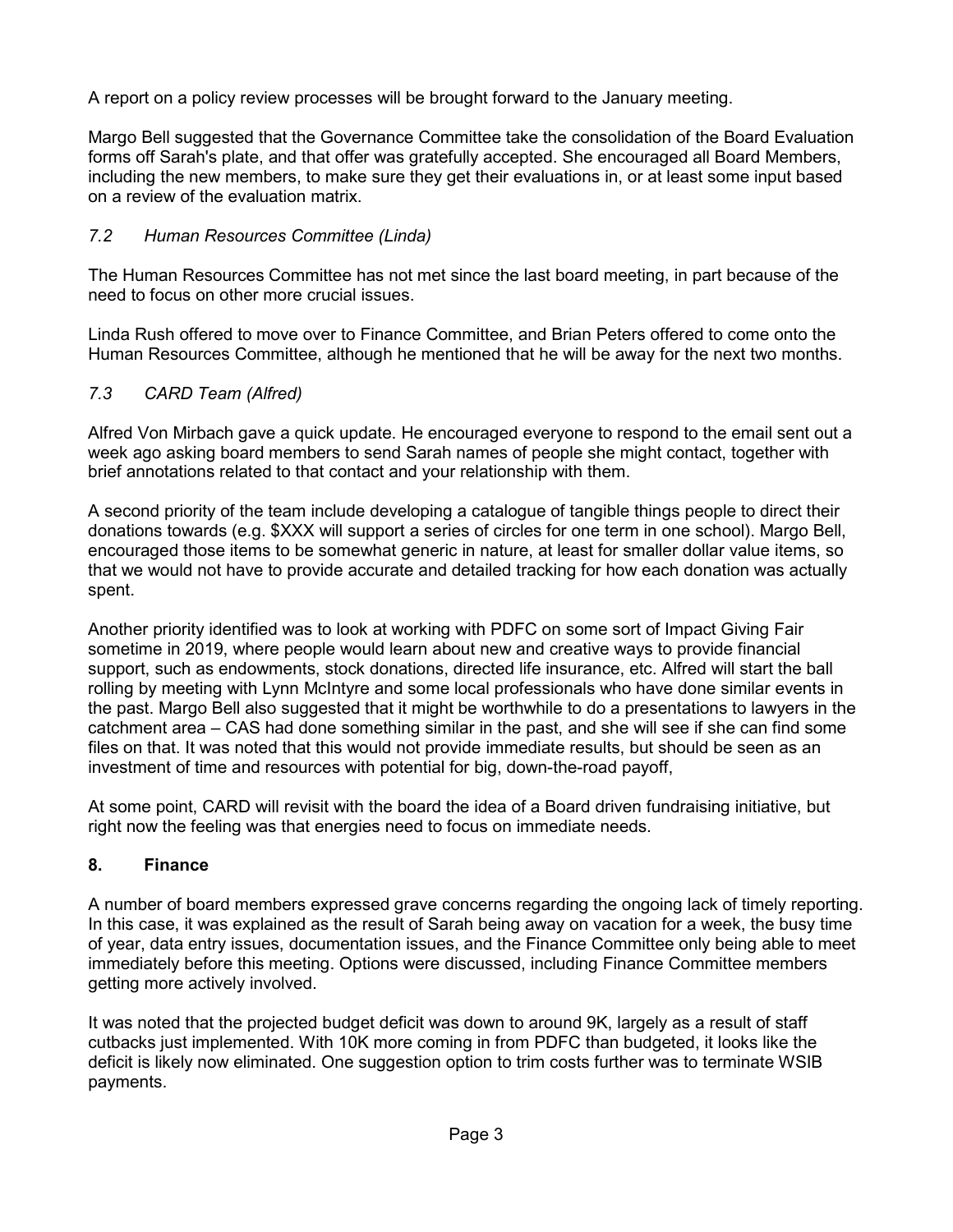A report on a policy review processes will be brought forward to the January meeting.

Margo Bell suggested that the Governance Committee take the consolidation of the Board Evaluation forms off Sarah's plate, and that offer was gratefully accepted. She encouraged all Board Members, including the new members, to make sure they get their evaluations in, or at least some input based on a review of the evaluation matrix.

### *7.2 Human Resources Committee (Linda)*

The Human Resources Committee has not met since the last board meeting, in part because of the need to focus on other more crucial issues.

Linda Rush offered to move over to Finance Committee, and Brian Peters offered to come onto the Human Resources Committee, although he mentioned that he will be away for the next two months.

### *7.3 CARD Team (Alfred)*

Alfred Von Mirbach gave a quick update. He encouraged everyone to respond to the email sent out a week ago asking board members to send Sarah names of people she might contact, together with brief annotations related to that contact and your relationship with them.

A second priority of the team include developing a catalogue of tangible things people to direct their donations towards (e.g. $XXX will support a series of circles for one term in one school). Margo Bell, encouraged those items to be somewhat generic in nature, at least for smaller dollar value items, so that we would not have to provide accurate and detailed tracking for how each donation was actually spent.

Another priority identified was to look at working with PDFC on some sort of Impact Giving Fair sometime in 2019, where people would learn about new and creative ways to provide financial support, such as endowments, stock donations, directed life insurance, etc. Alfred will start the ball rolling by meeting with Lynn McIntyre and some local professionals who have done similar events in the past. Margo Bell also suggested that it might be worthwhile to do a presentations to lawyers in the catchment area – CAS had done something similar in the past, and she will see if she can find some files on that. It was noted that this would not provide immediate results, but should be seen as an investment of time and resources with potential for big, down-the-road payoff,

At some point, CARD will revisit with the board the idea of a Board driven fundraising initiative, but right now the feeling was that energies need to focus on immediate needs.

## 8. Finance

A number of board members expressed grave concerns regarding the ongoing lack of timely reporting. In this case, it was explained as the result of Sarah being away on vacation for a week, the busy time of year, data entry issues, documentation issues, and the Finance Committee only being able to meet immediately before this meeting. Options were discussed, including Finance Committee members getting more actively involved.

It was noted that the projected budget deficit was down to around 9K, largely as a result of staff cutbacks just implemented. With 10K more coming in from PDFC than budgeted, it looks like the deficit is likely now eliminated. One suggestion option to trim costs further was to terminate WSIB payments.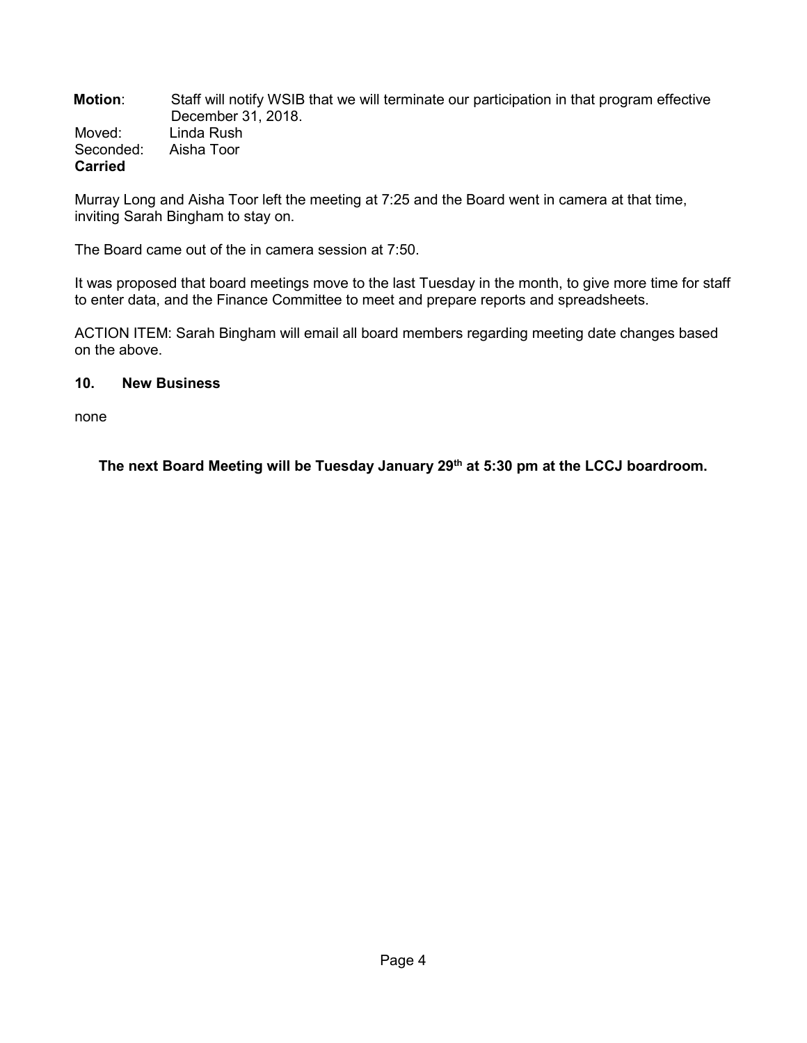**Motion**: Staff will notify WSIB that we will terminate our participation in that program effective December 31, 2018.
Moved: Linda Rush
Seconded: Aisha Toor
**Carried**

Murray Long and Aisha Toor left the meeting at 7:25 and the Board went in camera at that time, inviting Sarah Bingham to stay on.

The Board came out of the in camera session at 7:50.

It was proposed that board meetings move to the last Tuesday in the month, to give more time for staff to enter data, and the Finance Committee to meet and prepare reports and spreadsheets.

ACTION ITEM: Sarah Bingham will email all board members regarding meeting date changes based on the above.

## 10. New Business

none

**The next Board Meeting will be Tuesday January 29th at 5:30 pm at the LCCJ boardroom.**